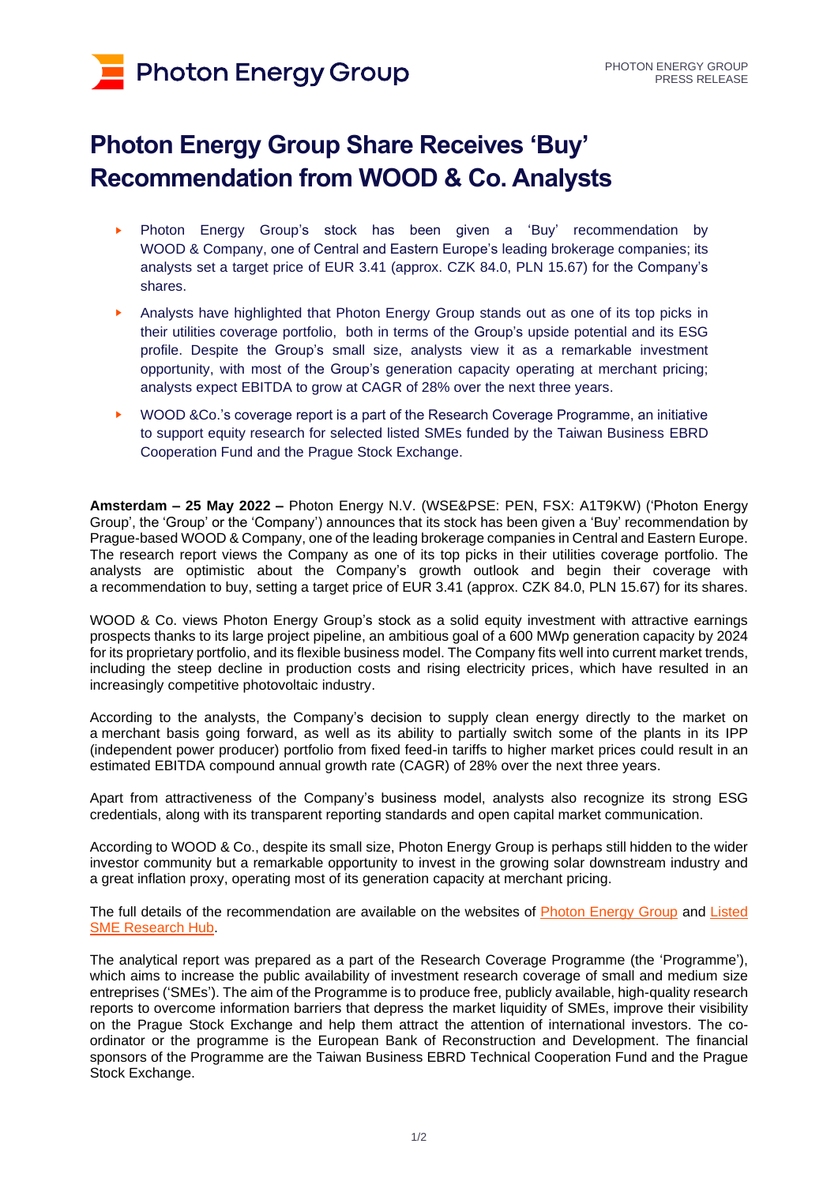# Photon Energy Group Share Receives 'Buy' Recommendation from WOOD & Co. Analysts

- Photon Energy Group's stock has been given a 'Buy' recommendation by WOOD & Company, one of Central and Eastern Europe's leading brokerage companies; its analysts set a target price of EUR 3.41 (approx. CZK 84.0, PLN 15.67) for the Company's shares.
- Analysts have highlighted that Photon Energy Group stands out as one of its top picks in their utilities coverage portfolio, both in terms of the Group's upside potential and its ESG profile. Despite the Group's small size, analysts view it as a remarkable investment opportunity, with most of the Group's generation capacity operating at merchant pricing; analysts expect EBITDA to grow at CAGR of 28% over the next three years.
- WOOD &Co.'s coverage report is a part of the Research Coverage Programme, an initiative to support equity research for selected listed SMEs funded by the Taiwan Business EBRD Cooperation Fund and the Prague Stock Exchange.

**Amsterdam – 25 May 2022 –** Photon Energy N.V. (WSE&PSE: PEN, FSX: A1T9KW) ('Photon Energy Group', the 'Group' or the 'Company') announces that its stock has been given a 'Buy' recommendation by Prague-based WOOD & Company, one of the leading brokerage companies in Central and Eastern Europe. The research report views the Company as one of its top picks in their utilities coverage portfolio. The analysts are optimistic about the Company's growth outlook and begin their coverage with a recommendation to buy, setting a target price of EUR 3.41 (approx. CZK 84.0, PLN 15.67) for its shares.

WOOD & Co. views Photon Energy Group's stock as a solid equity investment with attractive earnings prospects thanks to its large project pipeline, an ambitious goal of a 600 MWp generation capacity by 2024 for its proprietary portfolio, and its flexible business model. The Company fits well into current market trends, including the steep decline in production costs and rising electricity prices, which have resulted in an increasingly competitive photovoltaic industry.

According to the analysts, the Company's decision to supply clean energy directly to the market on a merchant basis going forward, as well as its ability to partially switch some of the plants in its IPP (independent power producer) portfolio from fixed feed-in tariffs to higher market prices could result in an estimated EBITDA compound annual growth rate (CAGR) of 28% over the next three years.

Apart from attractiveness of the Company's business model, analysts also recognize its strong ESG credentials, along with its transparent reporting standards and open capital market communication.

According to WOOD & Co., despite its small size, Photon Energy Group is perhaps still hidden to the wider investor community but a remarkable opportunity to invest in the growing solar downstream industry and a great inflation proxy, operating most of its generation capacity at merchant pricing.

The full details of the recommendation are available on the websites of Photon Energy Group and Listed SME Research Hub.

The analytical report was prepared as a part of the Research Coverage Programme (the 'Programme'), which aims to increase the public availability of investment research coverage of small and medium size entreprises ('SMEs'). The aim of the Programme is to produce free, publicly available, high-quality research reports to overcome information barriers that depress the market liquidity of SMEs, improve their visibility on the Prague Stock Exchange and help them attract the attention of international investors. The co-ordinator or the programme is the European Bank of Reconstruction and Development. The financial sponsors of the Programme are the Taiwan Business EBRD Technical Cooperation Fund and the Prague Stock Exchange.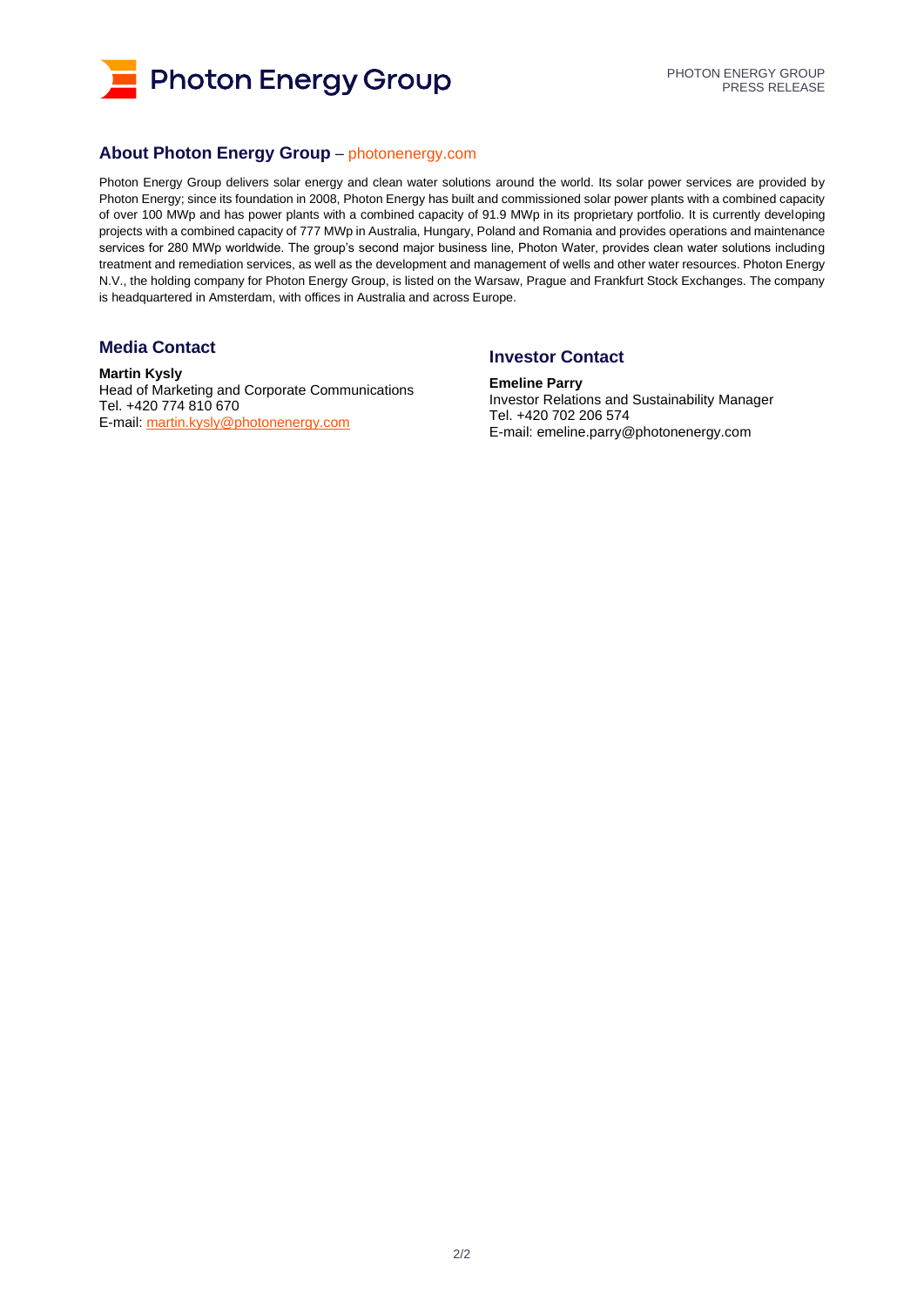## About Photon Energy Group – photonenergy.com

Photon Energy Group delivers solar energy and clean water solutions around the world. Its solar power services are provided by Photon Energy; since its foundation in 2008, Photon Energy has built and commissioned solar power plants with a combined capacity of over 100 MWp and has power plants with a combined capacity of 91.9 MWp in its proprietary portfolio. It is currently developing projects with a combined capacity of 777 MWp in Australia, Hungary, Poland and Romania and provides operations and maintenance services for 280 MWp worldwide. The group's second major business line, Photon Water, provides clean water solutions including treatment and remediation services, as well as the development and management of wells and other water resources. Photon Energy N.V., the holding company for Photon Energy Group, is listed on the Warsaw, Prague and Frankfurt Stock Exchanges. The company is headquartered in Amsterdam, with offices in Australia and across Europe.

## Media Contact

**Martin Kysly**
Head of Marketing and Corporate Communications
Tel. +420 774 810 670
E-mail: martin.kysly@photonenergy.com

## Investor Contact

**Emeline Parry**
Investor Relations and Sustainability Manager
Tel. +420 702 206 574
E-mail: emeline.parry@photonenergy.com